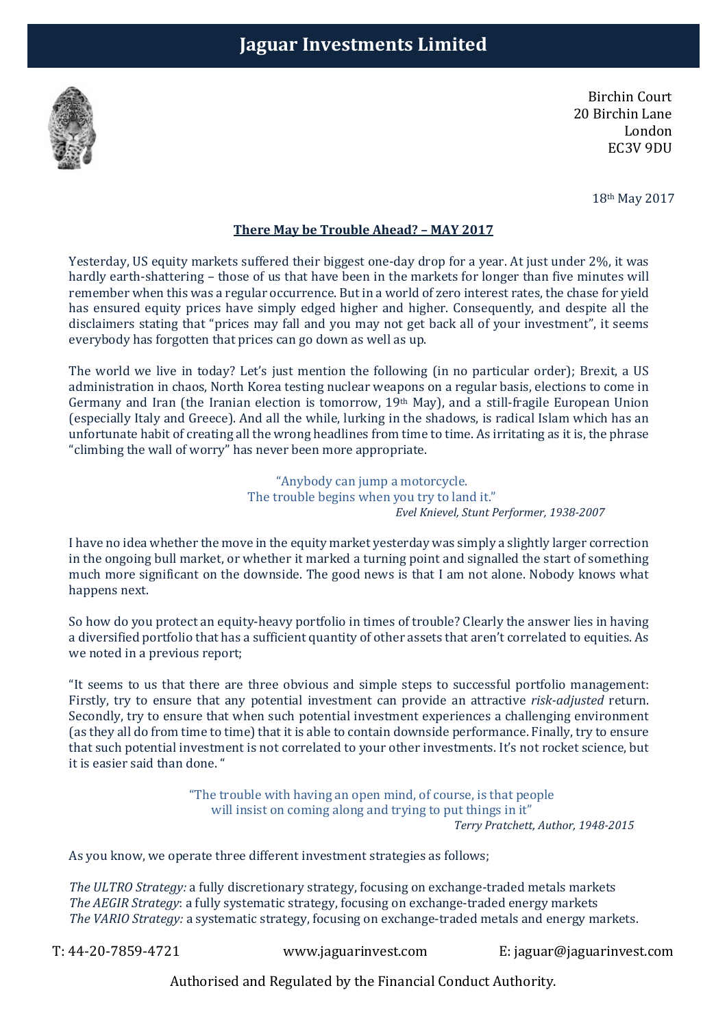# Jaguar Investments Limited

Birchin Court
20 Birchin Lane
London
EC3V 9DU

18th May 2017

**There May be Trouble Ahead? – MAY 2017**

Yesterday, US equity markets suffered their biggest one-day drop for a year. At just under 2%, it was hardly earth-shattering – those of us that have been in the markets for longer than five minutes will remember when this was a regular occurrence. But in a world of zero interest rates, the chase for yield has ensured equity prices have simply edged higher and higher. Consequently, and despite all the disclaimers stating that "prices may fall and you may not get back all of your investment", it seems everybody has forgotten that prices can go down as well as up.

The world we live in today? Let's just mention the following (in no particular order); Brexit, a US administration in chaos, North Korea testing nuclear weapons on a regular basis, elections to come in Germany and Iran (the Iranian election is tomorrow, 19th May), and a still-fragile European Union (especially Italy and Greece). And all the while, lurking in the shadows, is radical Islam which has an unfortunate habit of creating all the wrong headlines from time to time. As irritating as it is, the phrase "climbing the wall of worry" has never been more appropriate.

> "Anybody can jump a motorcycle.
> The trouble begins when you try to land it."
> *Evel Knievel, Stunt Performer, 1938-2007*

I have no idea whether the move in the equity market yesterday was simply a slightly larger correction in the ongoing bull market, or whether it marked a turning point and signalled the start of something much more significant on the downside. The good news is that I am not alone. Nobody knows what happens next.

So how do you protect an equity-heavy portfolio in times of trouble? Clearly the answer lies in having a diversified portfolio that has a sufficient quantity of other assets that aren't correlated to equities. As we noted in a previous report;

"It seems to us that there are three obvious and simple steps to successful portfolio management: Firstly, try to ensure that any potential investment can provide an attractive *risk-adjusted* return. Secondly, try to ensure that when such potential investment experiences a challenging environment (as they all do from time to time) that it is able to contain downside performance. Finally, try to ensure that such potential investment is not correlated to your other investments. It's not rocket science, but it is easier said than done. "

> "The trouble with having an open mind, of course, is that people
> will insist on coming along and trying to put things in it"
> *Terry Pratchett, Author, 1948-2015*

As you know, we operate three different investment strategies as follows;

*The ULTRO Strategy:* a fully discretionary strategy, focusing on exchange-traded metals markets
*The AEGIR Strategy*: a fully systematic strategy, focusing on exchange-traded energy markets
*The VARIO Strategy:* a systematic strategy, focusing on exchange-traded metals and energy markets.

T: 44-20-7859-4721 www.jaguarinvest.com E: jaguar@jaguarinvest.com

Authorised and Regulated by the Financial Conduct Authority.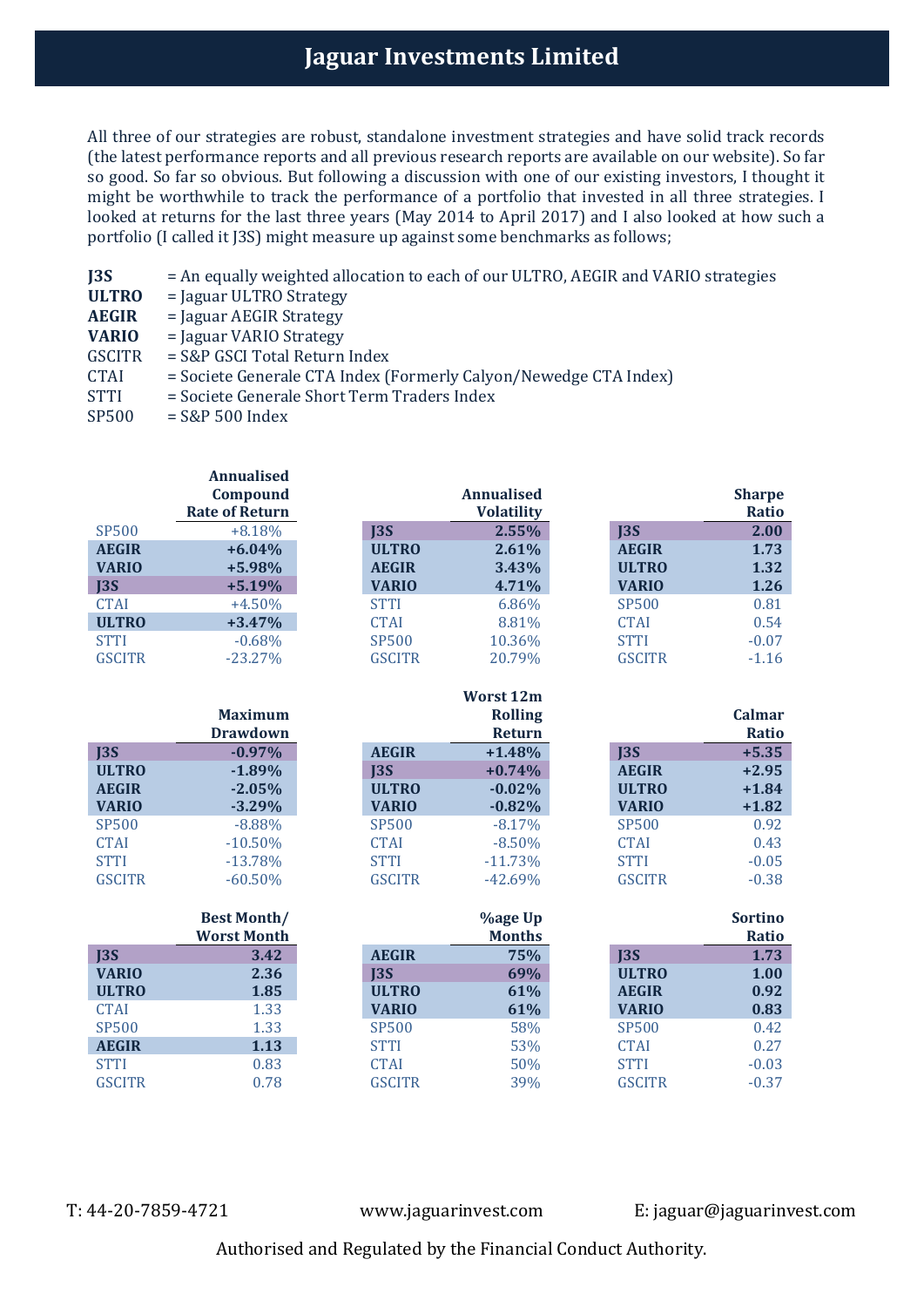# Jaguar Investments Limited

All three of our strategies are robust, standalone investment strategies and have solid track records (the latest performance reports and all previous research reports are available on our website). So far so good. So far so obvious. But following a discussion with one of our existing investors, I thought it might be worthwhile to track the performance of a portfolio that invested in all three strategies. I looked at returns for the last three years (May 2014 to April 2017) and I also looked at how such a portfolio (I called it J3S) might measure up against some benchmarks as follows;

**J3S** = An equally weighted allocation to each of our ULTRO, AEGIR and VARIO strategies
**ULTRO** = Jaguar ULTRO Strategy
**AEGIR** = Jaguar AEGIR Strategy
**VARIO** = Jaguar VARIO Strategy
GSCITR = S&P GSCI Total Return Index
CTAI = Societe Generale CTA Index (Formerly Calyon/Newedge CTA Index)
STTI = Societe Generale Short Term Traders Index
SP500 = S&P 500 Index

| | Annualised Compound Rate of Return |
|---|---|
| SP500 | +8.18% |
| **AEGIR** | **+6.04%** |
| **VARIO** | **+5.98%** |
| **J3S** | **+5.19%** |
| CTAI | +4.50% |
| **ULTRO** | **+3.47%** |
| STTI | -0.68% |
| GSCITR | -23.27% |

| | Annualised Volatility |
|---|---|
| **J3S** | **2.55%** |
| **ULTRO** | **2.61%** |
| **AEGIR** | **3.43%** |
| **VARIO** | **4.71%** |
| STTI | 6.86% |
| CTAI | 8.81% |
| SP500 | 10.36% |
| GSCITR | 20.79% |

| | Sharpe Ratio |
|---|---|
| **J3S** | **2.00** |
| **AEGIR** | **1.73** |
| **ULTRO** | **1.32** |
| **VARIO** | **1.26** |
| SP500 | 0.81 |
| CTAI | 0.54 |
| STTI | -0.07 |
| GSCITR | -1.16 |

| | Maximum Drawdown |
|---|---|
| **J3S** | **-0.97%** |
| **ULTRO** | **-1.89%** |
| **AEGIR** | **-2.05%** |
| **VARIO** | **-3.29%** |
| SP500 | -8.88% |
| CTAI | -10.50% |
| STTI | -13.78% |
| GSCITR | -60.50% |

| | Worst 12m Rolling Return |
|---|---|
| **AEGIR** | **+1.48%** |
| **J3S** | **+0.74%** |
| **ULTRO** | **-0.02%** |
| **VARIO** | **-0.82%** |
| SP500 | -8.17% |
| CTAI | -8.50% |
| STTI | -11.73% |
| GSCITR | -42.69% |

| | Calmar Ratio |
|---|---|
| **J3S** | **+5.35** |
| **AEGIR** | **+2.95** |
| **ULTRO** | **+1.84** |
| **VARIO** | **+1.82** |
| SP500 | 0.92 |
| CTAI | 0.43 |
| STTI | -0.05 |
| GSCITR | -0.38 |

| | Best Month/ Worst Month |
|---|---|
| **J3S** | **3.42** |
| **VARIO** | **2.36** |
| **ULTRO** | **1.85** |
| CTAI | 1.33 |
| SP500 | 1.33 |
| **AEGIR** | **1.13** |
| STTI | 0.83 |
| GSCITR | 0.78 |

| | %age Up Months |
|---|---|
| **AEGIR** | **75%** |
| **J3S** | **69%** |
| **ULTRO** | **61%** |
| **VARIO** | **61%** |
| SP500 | 58% |
| STTI | 53% |
| CTAI | 50% |
| GSCITR | 39% |

| | Sortino Ratio |
|---|---|
| **J3S** | **1.73** |
| **ULTRO** | **1.00** |
| **AEGIR** | **0.92** |
| **VARIO** | **0.83** |
| SP500 | 0.42 |
| CTAI | 0.27 |
| STTI | -0.03 |
| GSCITR | -0.37 |

T: 44-20-7859-4721 www.jaguarinvest.com E: jaguar@jaguarinvest.com

Authorised and Regulated by the Financial Conduct Authority.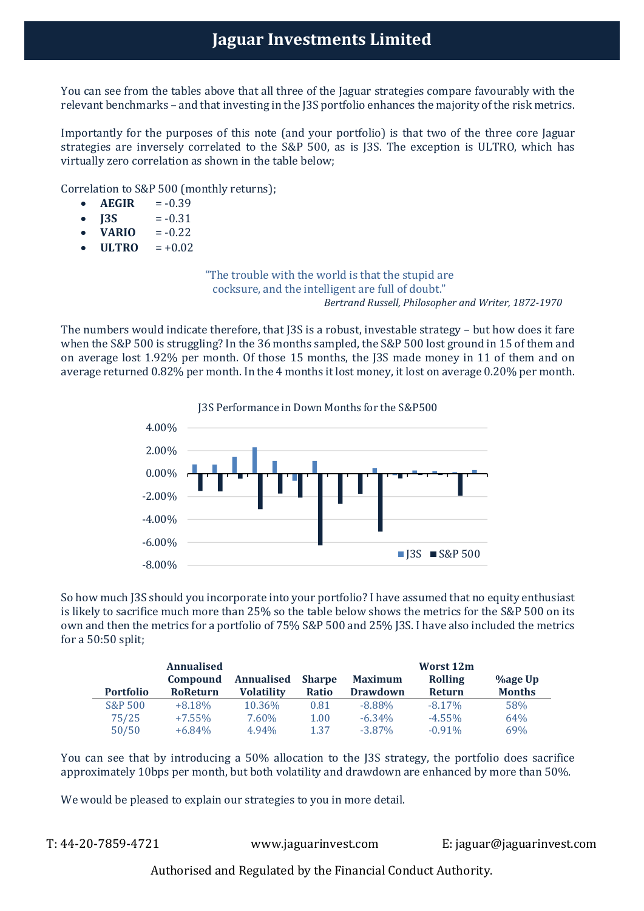You can see from the tables above that all three of the Jaguar strategies compare favourably with the relevant benchmarks – and that investing in the J3S portfolio enhances the majority of the risk metrics.

Importantly for the purposes of this note (and your portfolio) is that two of the three core Jaguar strategies are inversely correlated to the S&P 500, as is J3S. The exception is ULTRO, which has virtually zero correlation as shown in the table below;

Correlation to S&P 500 (monthly returns);

- **AEGIR** = -0.39
- **J3S** = -0.31
- **VARIO** = -0.22
- **ULTRO** = +0.02

> "The trouble with the world is that the stupid are cocksure, and the intelligent are full of doubt."
>
> *Bertrand Russell, Philosopher and Writer, 1872-1970*

The numbers would indicate therefore, that J3S is a robust, investable strategy – but how does it fare when the S&P 500 is struggling? In the 36 months sampled, the S&P 500 lost ground in 15 of them and on average lost 1.92% per month. Of those 15 months, the J3S made money in 11 of them and on average returned 0.82% per month. In the 4 months it lost money, it lost on average 0.20% per month.

J3S Performance in Down Months for the S&P500

So how much J3S should you incorporate into your portfolio? I have assumed that no equity enthusiast is likely to sacrifice much more than 25% so the table below shows the metrics for the S&P 500 on its own and then the metrics for a portfolio of 75% S&P 500 and 25% J3S. I have also included the metrics for a 50:50 split;

| Portfolio | Annualised Compound RoReturn | Annualised Volatility | Sharpe Ratio | Maximum Drawdown | Worst 12m Rolling Return | %age Up Months |
|---|---|---|---|---|---|---|
| S&P 500 | +8.18% | 10.36% | 0.81 | -8.88% | -8.17% | 58% |
| 75/25 | +7.55% | 7.60% | 1.00 | -6.34% | -4.55% | 64% |
| 50/50 | +6.84% | 4.94% | 1.37 | -3.87% | -0.91% | 69% |

You can see that by introducing a 50% allocation to the J3S strategy, the portfolio does sacrifice approximately 10bps per month, but both volatility and drawdown are enhanced by more than 50%.

We would be pleased to explain our strategies to you in more detail.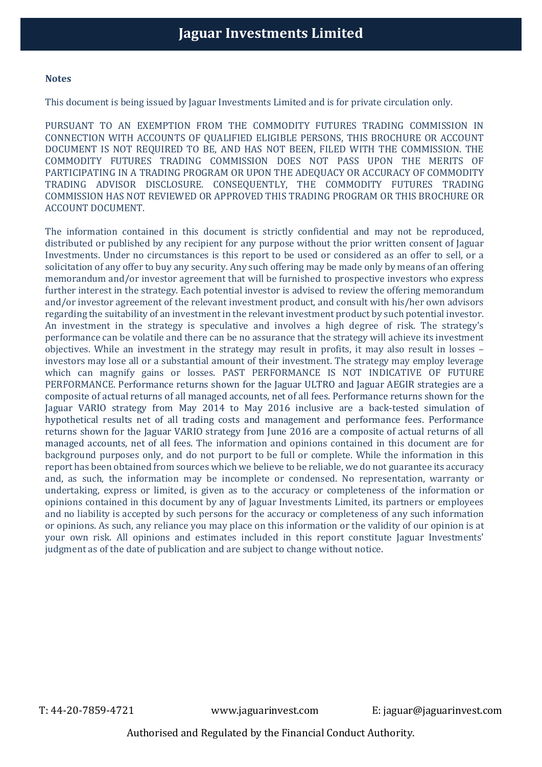# Jaguar Investments Limited

**Notes**

This document is being issued by Jaguar Investments Limited and is for private circulation only.

PURSUANT TO AN EXEMPTION FROM THE COMMODITY FUTURES TRADING COMMISSION IN CONNECTION WITH ACCOUNTS OF QUALIFIED ELIGIBLE PERSONS, THIS BROCHURE OR ACCOUNT DOCUMENT IS NOT REQUIRED TO BE, AND HAS NOT BEEN, FILED WITH THE COMMISSION. THE COMMODITY FUTURES TRADING COMMISSION DOES NOT PASS UPON THE MERITS OF PARTICIPATING IN A TRADING PROGRAM OR UPON THE ADEQUACY OR ACCURACY OF COMMODITY TRADING ADVISOR DISCLOSURE. CONSEQUENTLY, THE COMMODITY FUTURES TRADING COMMISSION HAS NOT REVIEWED OR APPROVED THIS TRADING PROGRAM OR THIS BROCHURE OR ACCOUNT DOCUMENT.

The information contained in this document is strictly confidential and may not be reproduced, distributed or published by any recipient for any purpose without the prior written consent of Jaguar Investments. Under no circumstances is this report to be used or considered as an offer to sell, or a solicitation of any offer to buy any security. Any such offering may be made only by means of an offering memorandum and/or investor agreement that will be furnished to prospective investors who express further interest in the strategy. Each potential investor is advised to review the offering memorandum and/or investor agreement of the relevant investment product, and consult with his/her own advisors regarding the suitability of an investment in the relevant investment product by such potential investor. An investment in the strategy is speculative and involves a high degree of risk. The strategy's performance can be volatile and there can be no assurance that the strategy will achieve its investment objectives. While an investment in the strategy may result in profits, it may also result in losses – investors may lose all or a substantial amount of their investment. The strategy may employ leverage which can magnify gains or losses. PAST PERFORMANCE IS NOT INDICATIVE OF FUTURE PERFORMANCE. Performance returns shown for the Jaguar ULTRO and Jaguar AEGIR strategies are a composite of actual returns of all managed accounts, net of all fees. Performance returns shown for the Jaguar VARIO strategy from May 2014 to May 2016 inclusive are a back-tested simulation of hypothetical results net of all trading costs and management and performance fees. Performance returns shown for the Jaguar VARIO strategy from June 2016 are a composite of actual returns of all managed accounts, net of all fees. The information and opinions contained in this document are for background purposes only, and do not purport to be full or complete. While the information in this report has been obtained from sources which we believe to be reliable, we do not guarantee its accuracy and, as such, the information may be incomplete or condensed. No representation, warranty or undertaking, express or limited, is given as to the accuracy or completeness of the information or opinions contained in this document by any of Jaguar Investments Limited, its partners or employees and no liability is accepted by such persons for the accuracy or completeness of any such information or opinions. As such, any reliance you may place on this information or the validity of our opinion is at your own risk. All opinions and estimates included in this report constitute Jaguar Investments' judgment as of the date of publication and are subject to change without notice.

T: 44-20-7859-4721 www.jaguarinvest.com E: jaguar@jaguarinvest.com

Authorised and Regulated by the Financial Conduct Authority.